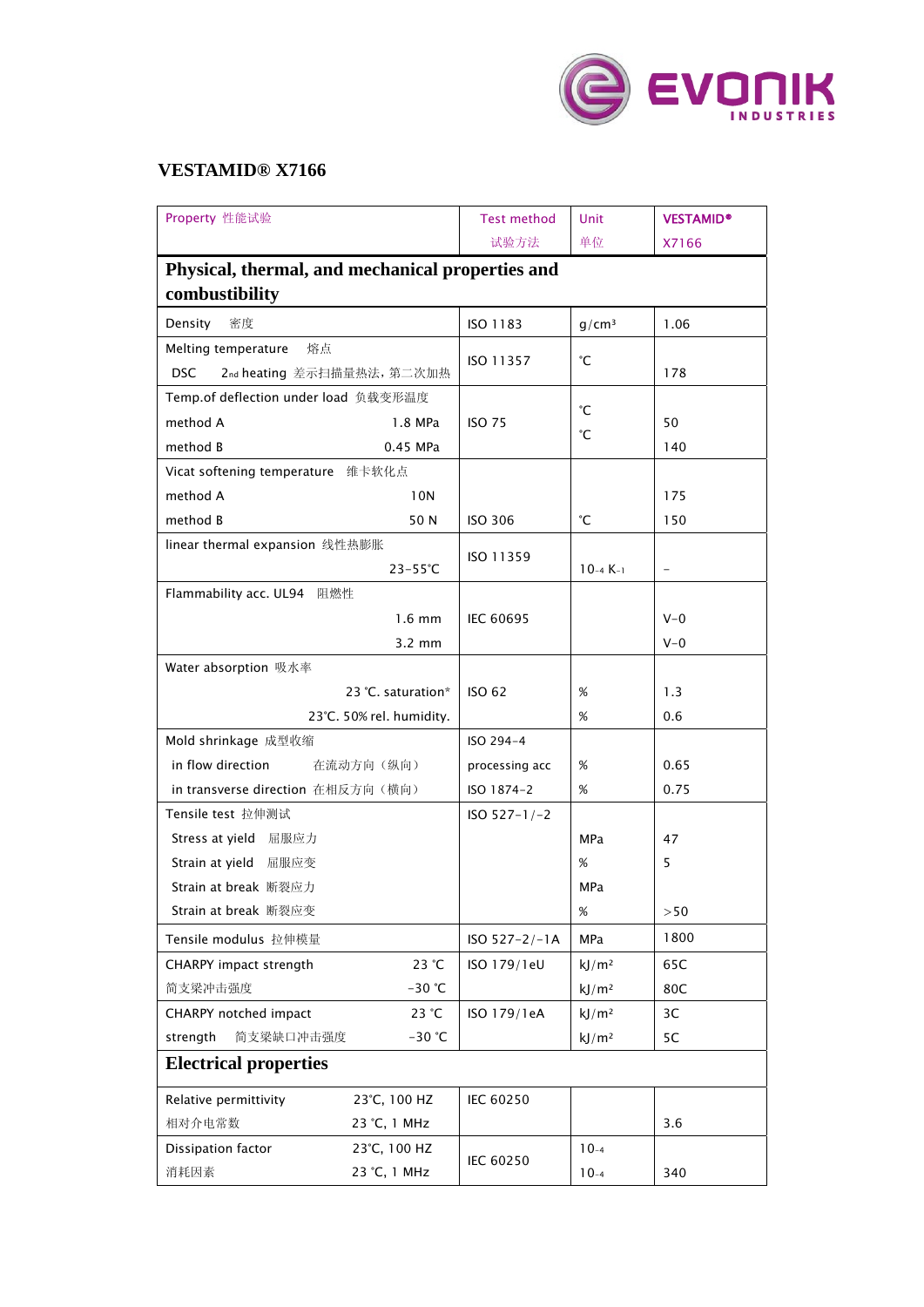## VESTAMID® X7166

| Property 性能试验 | Test method 试验方法 | Unit 单位 | VESTAMID® X7166 |
|---|---|---|---|
| **Physical, thermal, and mechanical properties and combustibility** | | | |
| Density 密度 | ISO 1183 | $g/cm^3$ | 1.06 |
| Melting temperature 熔点<br>DSC 2nd heating 差示扫描量热法，第二次加热 | ISO 11357 | ℃ | 178 |
| Temp.of deflection under load 负载变形温度<br>method A 1.8 MPa<br>method B 0.45 MPa | ISO 75 | ℃<br>℃ | 50<br>140 |
| Vicat softening temperature 维卡软化点<br>method A 10N<br>method B 50 N | ISO 306 | ℃ | 175<br>150 |
| linear thermal expansion 线性热膨胀<br>23-55℃ | ISO 11359 | $10^{-4}$ $K^{-1}$ | - |
| Flammability acc. UL94 阻燃性<br>1.6 mm<br>3.2 mm | IEC 60695 | | V-0<br>V-0 |
| Water absorption 吸水率<br>23 ℃. saturation*<br>23℃. 50% rel. humidity. | ISO 62 | %<br>% | 1.3<br>0.6 |
| Mold shrinkage 成型收缩<br>in flow direction 在流动方向（纵向）<br>in transverse direction 在相反方向（横向） | ISO 294-4 processing acc ISO 1874-2 | %<br>% | 0.65<br>0.75 |
| Tensile test 拉伸测试<br>Stress at yield 屈服应力<br>Strain at yield 屈服应变<br>Strain at break 断裂应力<br>Strain at break 断裂应变 | ISO 527-1/-2 | MPa<br>%<br>MPa<br>% | 47<br>5<br><br>>50 |
| Tensile modulus 拉伸模量 | ISO 527-2/-1A | MPa | 1800 |
| CHARPY impact strength 23 ℃<br>简支梁冲击强度 -30 ℃ | ISO 179/1eU | $kJ/m^2$<br>$kJ/m^2$ | 65C<br>80C |
| CHARPY notched impact 23 ℃<br>strength 简支梁缺口冲击强度 -30 ℃ | ISO 179/1eA | $kJ/m^2$<br>$kJ/m^2$ | 3C<br>5C |
| **Electrical properties** | | | |
| Relative permittivity 23℃, 100 HZ<br>相对介电常数 23 ℃, 1 MHz | IEC 60250 | | <br>3.6 |
| Dissipation factor 23℃, 100 HZ<br>消耗因素 23 ℃, 1 MHz | IEC 60250 | $10^{-4}$<br>$10^{-4}$ | <br>340 |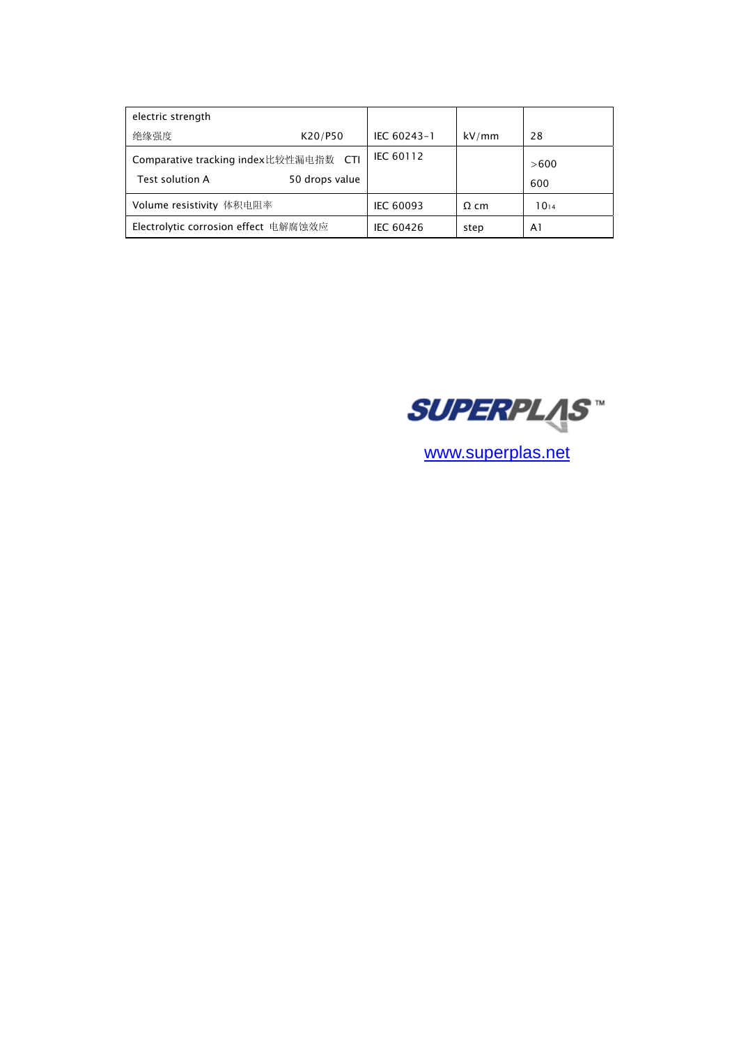| | | | |
|---|---|---|---|
| electric strength<br>绝缘强度 K20/P50 | IEC 60243-1 | kV/mm | 28 |
| Comparative tracking index比较性漏电指数 CTI<br>Test solution A 50 drops value | IEC 60112 | | >600<br>600 |
| Volume resistivity 体积电阻率 | IEC 60093 | Ω cm | $10^{14}$ |
| Electrolytic corrosion effect 电解腐蚀效应 | IEC 60426 | step | A1 |

SUPERPLAS™

www.superplas.net